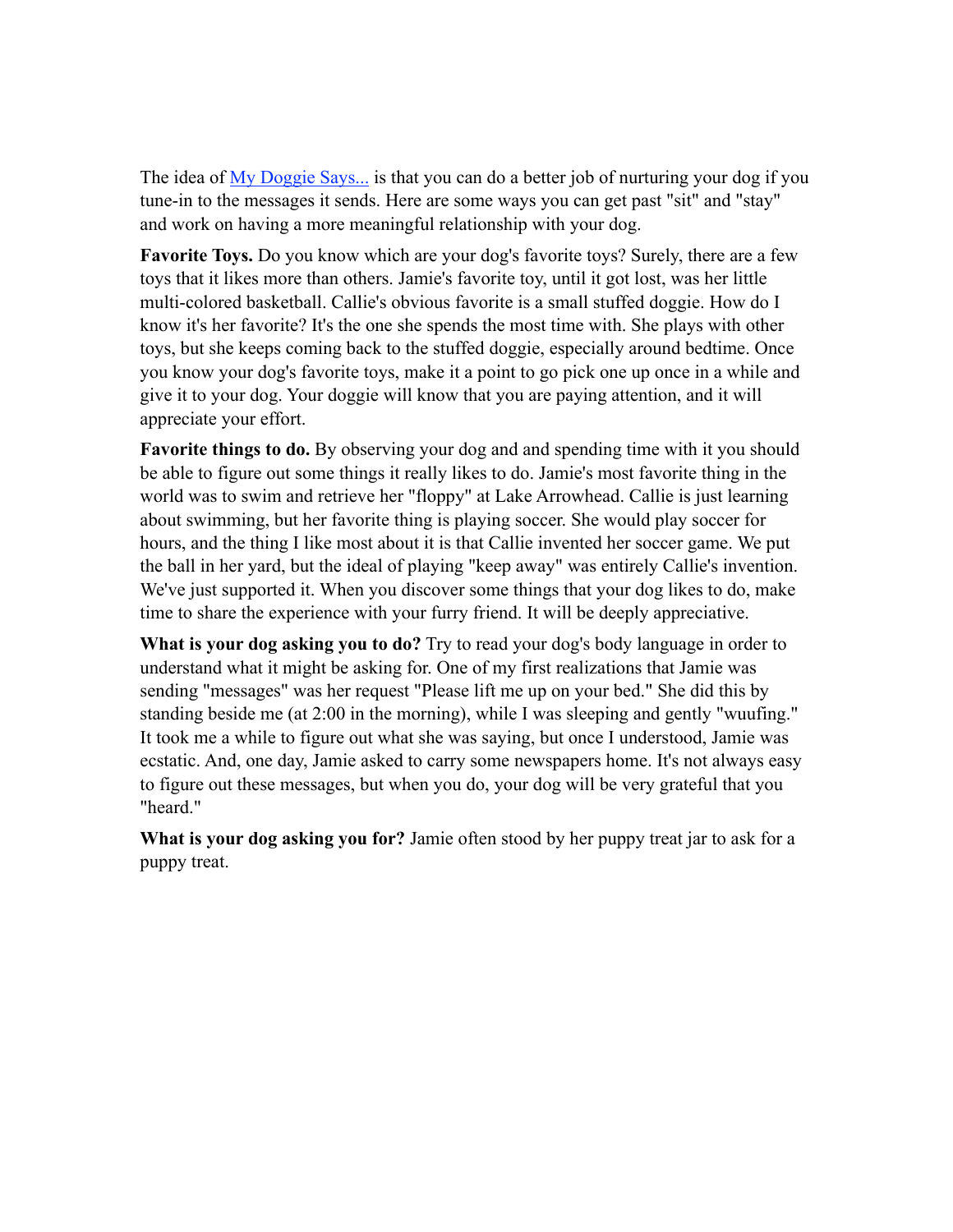The idea of [My Doggie Says...]() is that you can do a better job of nurturing your dog if you tune-in to the messages it sends. Here are some ways you can get past "sit" and "stay" and work on having a more meaningful relationship with your dog.

**Favorite Toys.** Do you know which are your dog's favorite toys? Surely, there are a few toys that it likes more than others. Jamie's favorite toy, until it got lost, was her little multi-colored basketball. Callie's obvious favorite is a small stuffed doggie. How do I know it's her favorite? It's the one she spends the most time with. She plays with other toys, but she keeps coming back to the stuffed doggie, especially around bedtime. Once you know your dog's favorite toys, make it a point to go pick one up once in a while and give it to your dog. Your doggie will know that you are paying attention, and it will appreciate your effort.

**Favorite things to do.** By observing your dog and and spending time with it you should be able to figure out some things it really likes to do. Jamie's most favorite thing in the world was to swim and retrieve her "floppy" at Lake Arrowhead. Callie is just learning about swimming, but her favorite thing is playing soccer. She would play soccer for hours, and the thing I like most about it is that Callie invented her soccer game. We put the ball in her yard, but the ideal of playing "keep away" was entirely Callie's invention. We've just supported it. When you discover some things that your dog likes to do, make time to share the experience with your furry friend. It will be deeply appreciative.

**What is your dog asking you to do?** Try to read your dog's body language in order to understand what it might be asking for. One of my first realizations that Jamie was sending "messages" was her request "Please lift me up on your bed." She did this by standing beside me (at 2:00 in the morning), while I was sleeping and gently "wuufing." It took me a while to figure out what she was saying, but once I understood, Jamie was ecstatic. And, one day, Jamie asked to carry some newspapers home. It's not always easy to figure out these messages, but when you do, your dog will be very grateful that you "heard."

**What is your dog asking you for?** Jamie often stood by her puppy treat jar to ask for a puppy treat.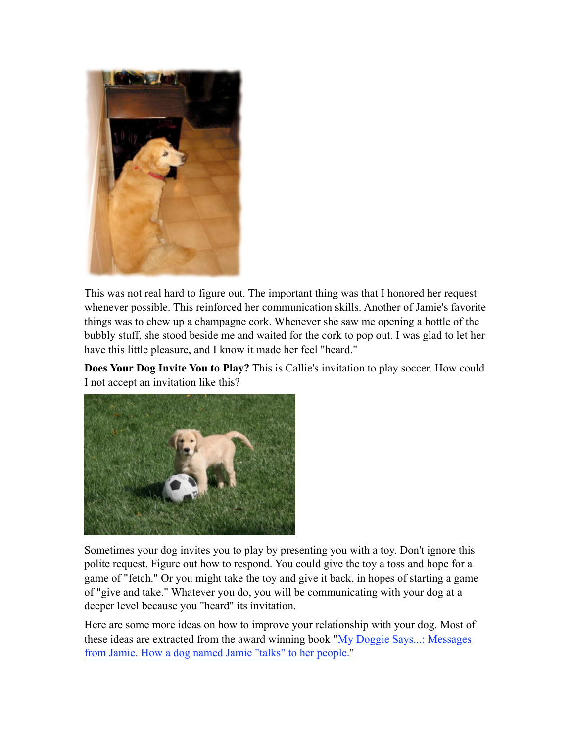This was not real hard to figure out. The important thing was that I honored her request whenever possible. This reinforced her communication skills. Another of Jamie's favorite things was to chew up a champagne cork. Whenever she saw me opening a bottle of the bubbly stuff, she stood beside me and waited for the cork to pop out. I was glad to let her have this little pleasure, and I know it made her feel "heard."

**Does Your Dog Invite You to Play?** This is Callie's invitation to play soccer. How could I not accept an invitation like this?

Sometimes your dog invites you to play by presenting you with a toy. Don't ignore this polite request. Figure out how to respond. You could give the toy a toss and hope for a game of "fetch." Or you might take the toy and give it back, in hopes of starting a game of "give and take." Whatever you do, you will be communicating with your dog at a deeper level because you "heard" its invitation.

Here are some more ideas on how to improve your relationship with your dog. Most of these ideas are extracted from the award winning book "[My Doggie Says...: Messages from Jamie. How a dog named Jamie "talks" to her people.]"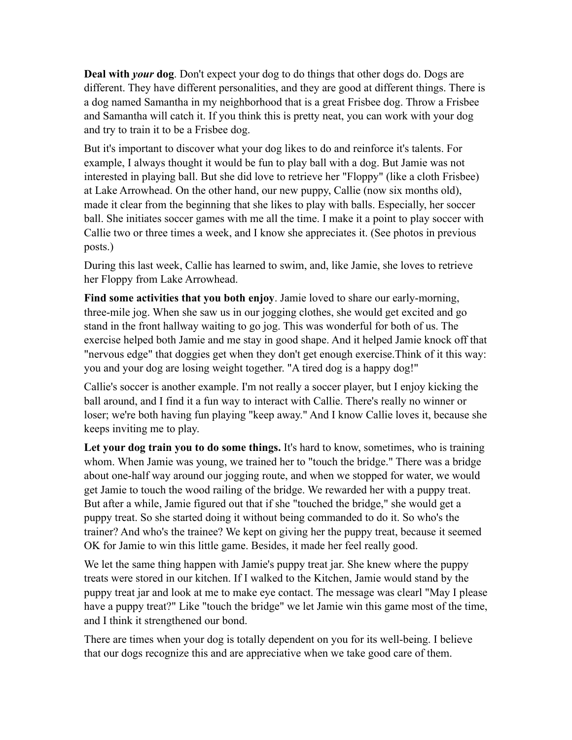**Deal with *your* dog**. Don't expect your dog to do things that other dogs do. Dogs are different. They have different personalities, and they are good at different things. There is a dog named Samantha in my neighborhood that is a great Frisbee dog. Throw a Frisbee and Samantha will catch it. If you think this is pretty neat, you can work with your dog and try to train it to be a Frisbee dog.

But it's important to discover what your dog likes to do and reinforce it's talents. For example, I always thought it would be fun to play ball with a dog. But Jamie was not interested in playing ball. But she did love to retrieve her "Floppy" (like a cloth Frisbee) at Lake Arrowhead. On the other hand, our new puppy, Callie (now six months old), made it clear from the beginning that she likes to play with balls. Especially, her soccer ball. She initiates soccer games with me all the time. I make it a point to play soccer with Callie two or three times a week, and I know she appreciates it. (See photos in previous posts.)

During this last week, Callie has learned to swim, and, like Jamie, she loves to retrieve her Floppy from Lake Arrowhead.

**Find some activities that you both enjoy**. Jamie loved to share our early-morning, three-mile jog. When she saw us in our jogging clothes, she would get excited and go stand in the front hallway waiting to go jog. This was wonderful for both of us. The exercise helped both Jamie and me stay in good shape. And it helped Jamie knock off that "nervous edge" that doggies get when they don't get enough exercise.Think of it this way: you and your dog are losing weight together. "A tired dog is a happy dog!"

Callie's soccer is another example. I'm not really a soccer player, but I enjoy kicking the ball around, and I find it a fun way to interact with Callie. There's really no winner or loser; we're both having fun playing "keep away." And I know Callie loves it, because she keeps inviting me to play.

**Let your dog train you to do some things.** It's hard to know, sometimes, who is training whom. When Jamie was young, we trained her to "touch the bridge." There was a bridge about one-half way around our jogging route, and when we stopped for water, we would get Jamie to touch the wood railing of the bridge. We rewarded her with a puppy treat. But after a while, Jamie figured out that if she "touched the bridge," she would get a puppy treat. So she started doing it without being commanded to do it. So who's the trainer? And who's the trainee? We kept on giving her the puppy treat, because it seemed OK for Jamie to win this little game. Besides, it made her feel really good.

We let the same thing happen with Jamie's puppy treat jar. She knew where the puppy treats were stored in our kitchen. If I walked to the Kitchen, Jamie would stand by the puppy treat jar and look at me to make eye contact. The message was clearl "May I please have a puppy treat?" Like "touch the bridge" we let Jamie win this game most of the time, and I think it strengthened our bond.

There are times when your dog is totally dependent on you for its well-being. I believe that our dogs recognize this and are appreciative when we take good care of them.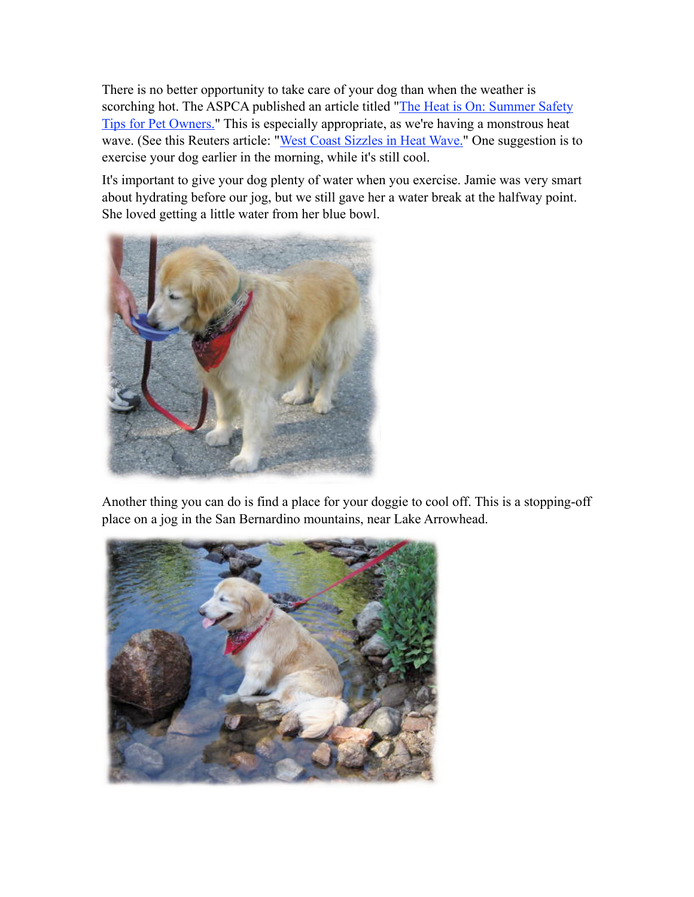There is no better opportunity to take care of your dog than when the weather is scorching hot. The ASPCA published an article titled "[The Heat is On: Summer Safety Tips for Pet Owners.]()" This is especially appropriate, as we're having a monstrous heat wave. (See this Reuters article: "[West Coast Sizzles in Heat Wave.]()" One suggestion is to exercise your dog earlier in the morning, while it's still cool.

It's important to give your dog plenty of water when you exercise. Jamie was very smart about hydrating before our jog, but we still gave her a water break at the halfway point. She loved getting a little water from her blue bowl.

Another thing you can do is find a place for your doggie to cool off. This is a stopping-off place on a jog in the San Bernardino mountains, near Lake Arrowhead.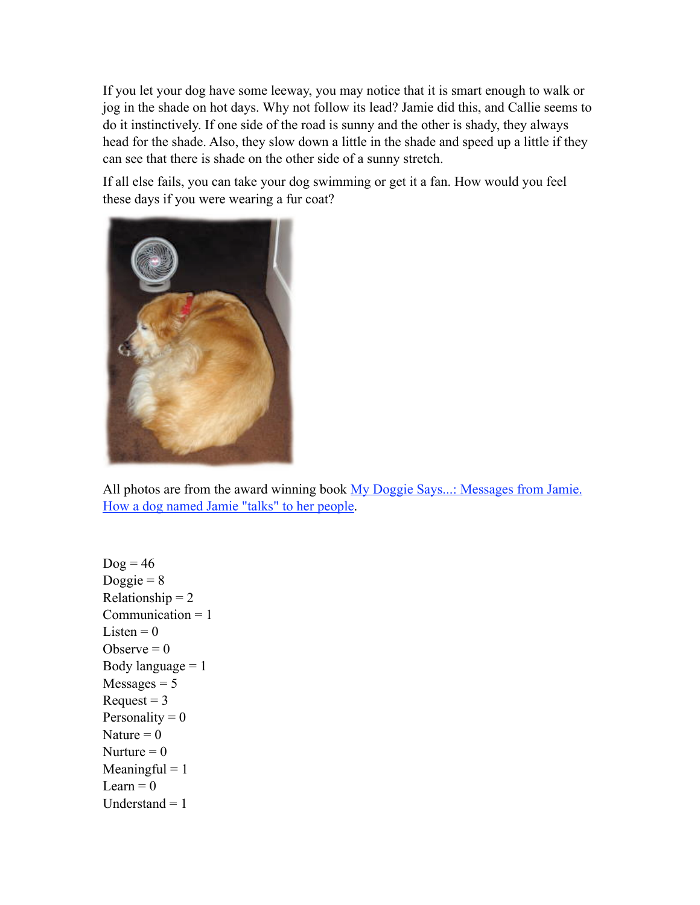If you let your dog have some leeway, you may notice that it is smart enough to walk or jog in the shade on hot days. Why not follow its lead? Jamie did this, and Callie seems to do it instinctively. If one side of the road is sunny and the other is shady, they always head for the shade. Also, they slow down a little in the shade and speed up a little if they can see that there is shade on the other side of a sunny stretch.

If all else fails, you can take your dog swimming or get it a fan. How would you feel these days if you were wearing a fur coat?

All photos are from the award winning book [My Doggie Says...: Messages from Jamie. How a dog named Jamie "talks" to her people](#).

Dog = 46
Doggie = 8
Relationship = 2
Communication = 1
Listen = 0
Observe = 0
Body language = 1
Messages = 5
Request = 3
Personality = 0
Nature = 0
Nurture = 0
Meaningful = 1
Learn = 0
Understand = 1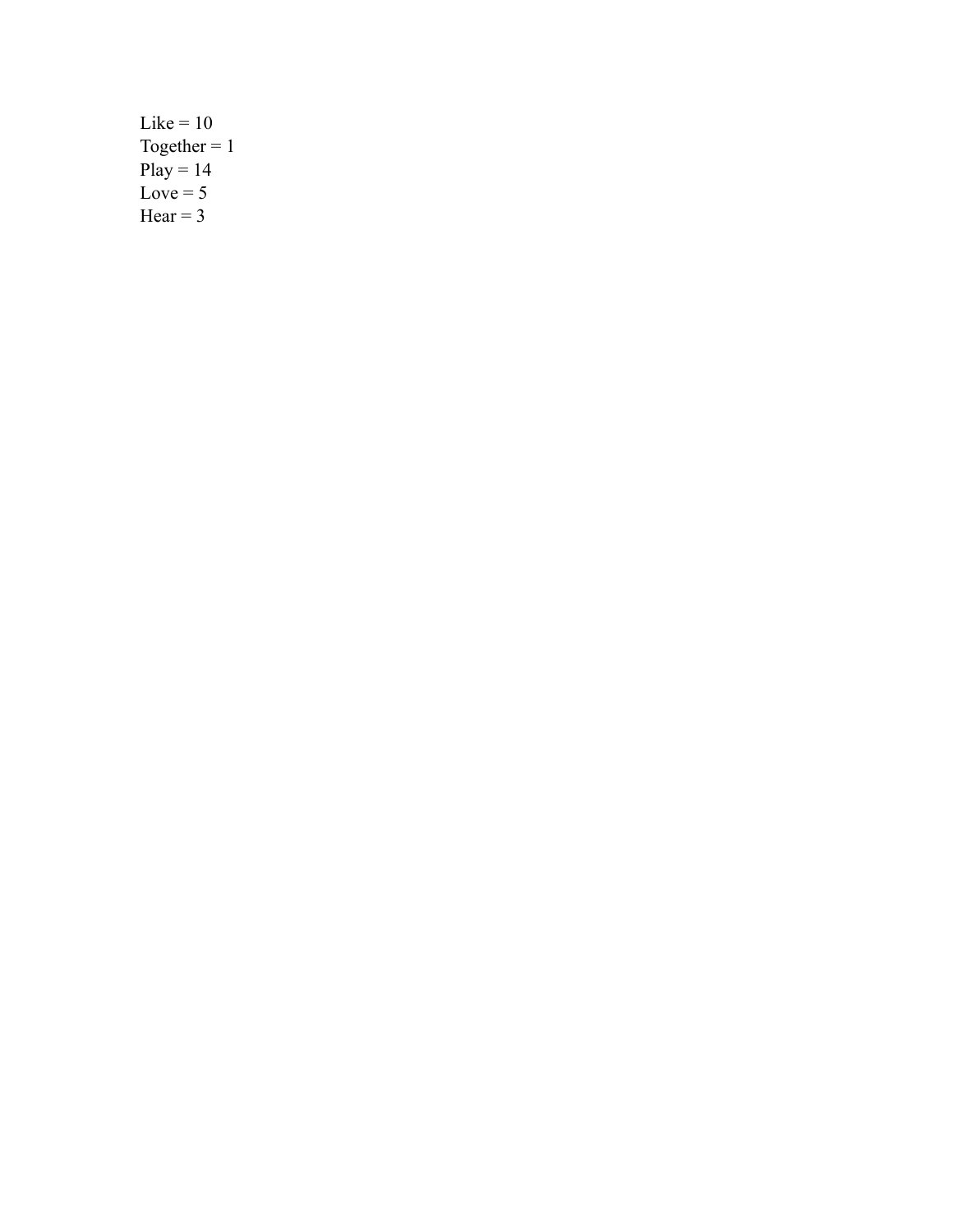Like = 10
Together = 1
Play = 14
Love = 5
Hear = 3